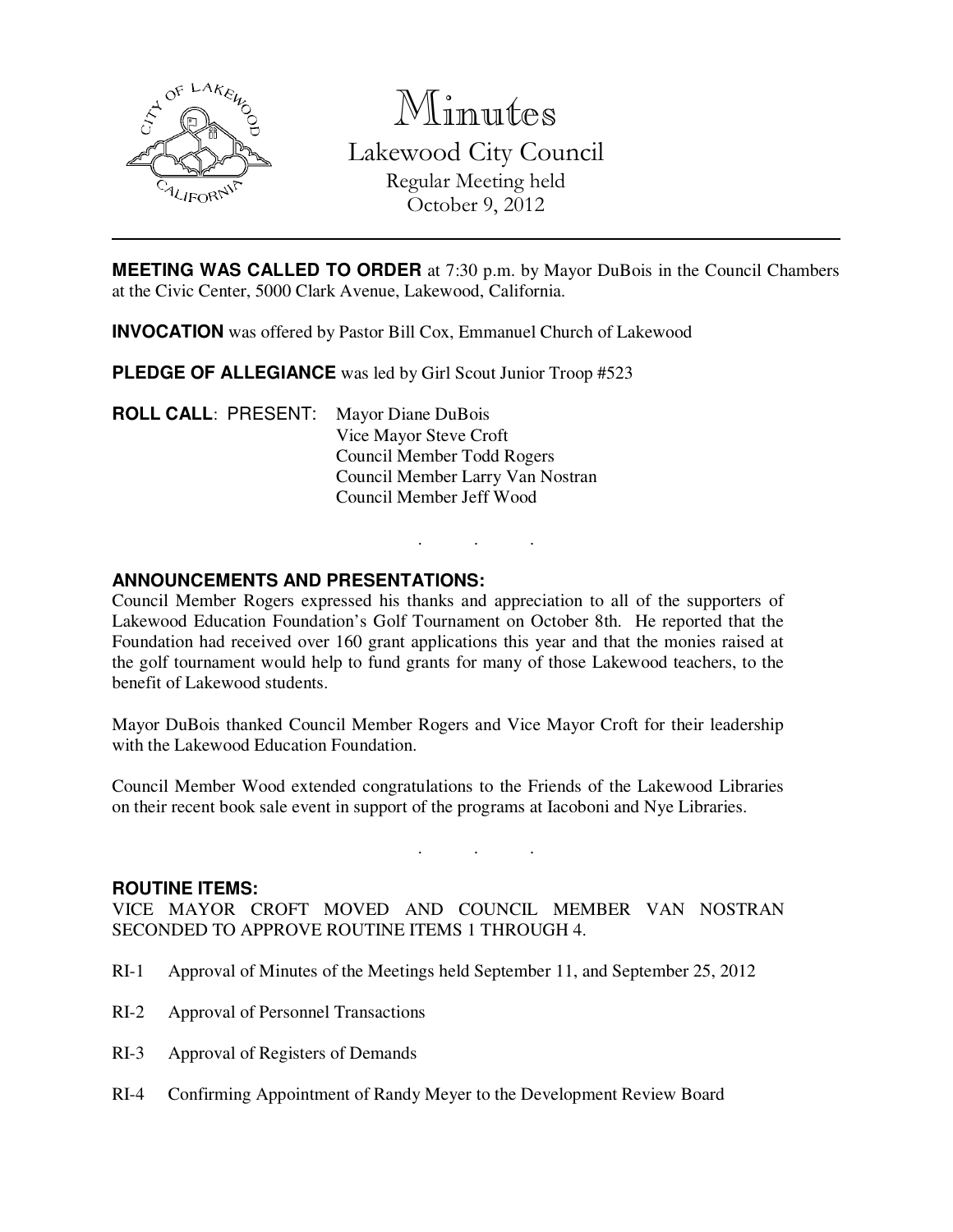# Minutes

## Lakewood City Council

Regular Meeting held
October 9, 2012

---

**MEETING WAS CALLED TO ORDER** at 7:30 p.m. by Mayor DuBois in the Council Chambers at the Civic Center, 5000 Clark Avenue, Lakewood, California.

**INVOCATION** was offered by Pastor Bill Cox, Emmanuel Church of Lakewood

**PLEDGE OF ALLEGIANCE** was led by Girl Scout Junior Troop #523

**ROLL CALL**: PRESENT: Mayor Diane DuBois
Vice Mayor Steve Croft
Council Member Todd Rogers
Council Member Larry Van Nostran
Council Member Jeff Wood

. . .

**ANNOUNCEMENTS AND PRESENTATIONS:**

Council Member Rogers expressed his thanks and appreciation to all of the supporters of Lakewood Education Foundation's Golf Tournament on October 8th. He reported that the Foundation had received over 160 grant applications this year and that the monies raised at the golf tournament would help to fund grants for many of those Lakewood teachers, to the benefit of Lakewood students.

Mayor DuBois thanked Council Member Rogers and Vice Mayor Croft for their leadership with the Lakewood Education Foundation.

Council Member Wood extended congratulations to the Friends of the Lakewood Libraries on their recent book sale event in support of the programs at Iacoboni and Nye Libraries.

. . .

**ROUTINE ITEMS:**

VICE MAYOR CROFT MOVED AND COUNCIL MEMBER VAN NOSTRAN SECONDED TO APPROVE ROUTINE ITEMS 1 THROUGH 4.

RI-1 Approval of Minutes of the Meetings held September 11, and September 25, 2012

RI-2 Approval of Personnel Transactions

RI-3 Approval of Registers of Demands

RI-4 Confirming Appointment of Randy Meyer to the Development Review Board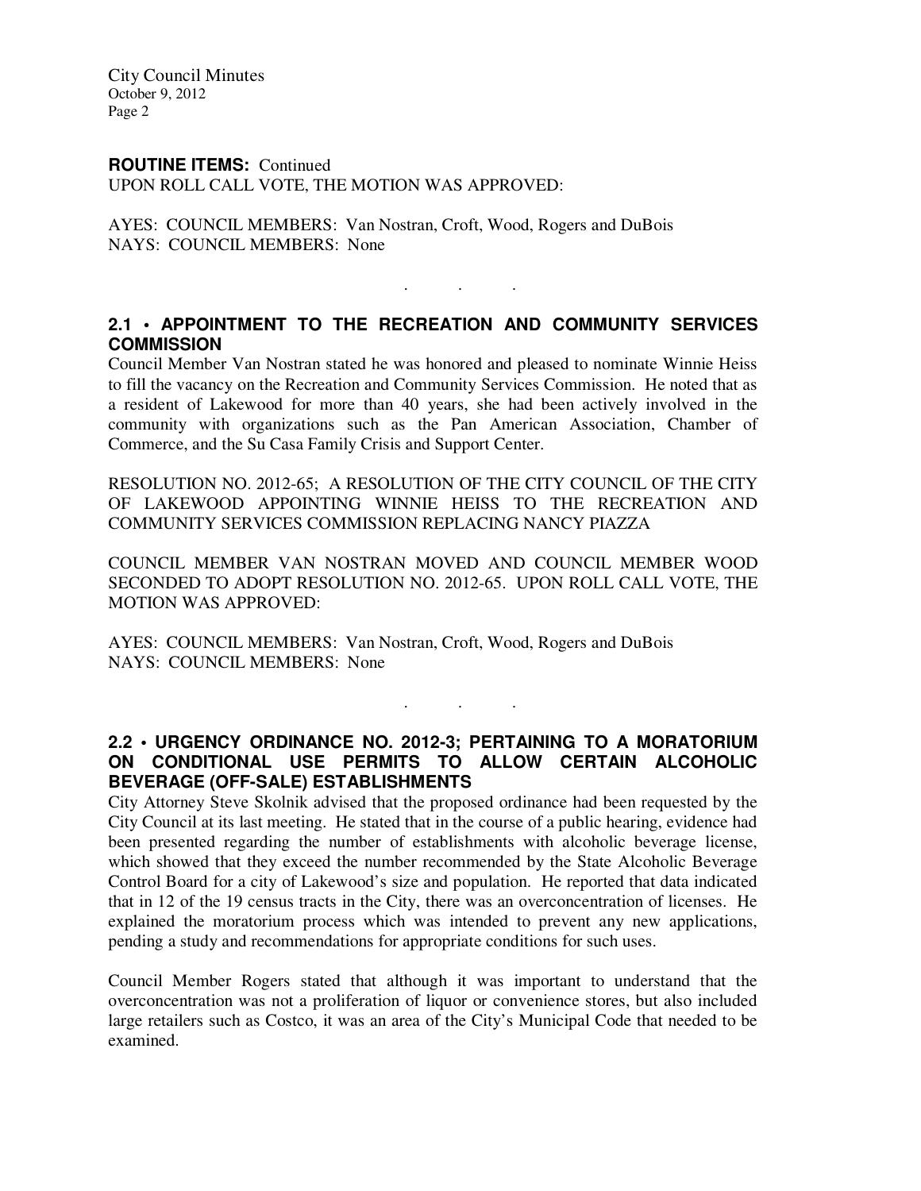**ROUTINE ITEMS:** Continued
UPON ROLL CALL VOTE, THE MOTION WAS APPROVED:

AYES: COUNCIL MEMBERS: Van Nostran, Croft, Wood, Rogers and DuBois
NAYS: COUNCIL MEMBERS: None

. . .

## 2.1 • APPOINTMENT TO THE RECREATION AND COMMUNITY SERVICES COMMISSION

Council Member Van Nostran stated he was honored and pleased to nominate Winnie Heiss to fill the vacancy on the Recreation and Community Services Commission. He noted that as a resident of Lakewood for more than 40 years, she had been actively involved in the community with organizations such as the Pan American Association, Chamber of Commerce, and the Su Casa Family Crisis and Support Center.

RESOLUTION NO. 2012-65; A RESOLUTION OF THE CITY COUNCIL OF THE CITY OF LAKEWOOD APPOINTING WINNIE HEISS TO THE RECREATION AND COMMUNITY SERVICES COMMISSION REPLACING NANCY PIAZZA

COUNCIL MEMBER VAN NOSTRAN MOVED AND COUNCIL MEMBER WOOD SECONDED TO ADOPT RESOLUTION NO. 2012-65. UPON ROLL CALL VOTE, THE MOTION WAS APPROVED:

AYES: COUNCIL MEMBERS: Van Nostran, Croft, Wood, Rogers and DuBois
NAYS: COUNCIL MEMBERS: None

. . .

## 2.2 • URGENCY ORDINANCE NO. 2012-3; PERTAINING TO A MORATORIUM ON CONDITIONAL USE PERMITS TO ALLOW CERTAIN ALCOHOLIC BEVERAGE (OFF-SALE) ESTABLISHMENTS

City Attorney Steve Skolnik advised that the proposed ordinance had been requested by the City Council at its last meeting. He stated that in the course of a public hearing, evidence had been presented regarding the number of establishments with alcoholic beverage license, which showed that they exceed the number recommended by the State Alcoholic Beverage Control Board for a city of Lakewood's size and population. He reported that data indicated that in 12 of the 19 census tracts in the City, there was an overconcentration of licenses. He explained the moratorium process which was intended to prevent any new applications, pending a study and recommendations for appropriate conditions for such uses.

Council Member Rogers stated that although it was important to understand that the overconcentration was not a proliferation of liquor or convenience stores, but also included large retailers such as Costco, it was an area of the City's Municipal Code that needed to be examined.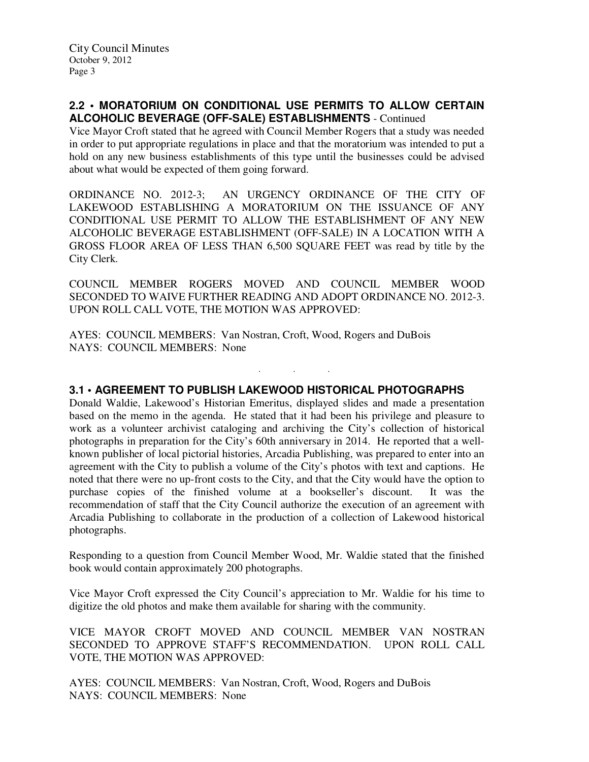## 2.2 • MORATORIUM ON CONDITIONAL USE PERMITS TO ALLOW CERTAIN ALCOHOLIC BEVERAGE (OFF-SALE) ESTABLISHMENTS - Continued

Vice Mayor Croft stated that he agreed with Council Member Rogers that a study was needed in order to put appropriate regulations in place and that the moratorium was intended to put a hold on any new business establishments of this type until the businesses could be advised about what would be expected of them going forward.

ORDINANCE NO. 2012-3; AN URGENCY ORDINANCE OF THE CITY OF LAKEWOOD ESTABLISHING A MORATORIUM ON THE ISSUANCE OF ANY CONDITIONAL USE PERMIT TO ALLOW THE ESTABLISHMENT OF ANY NEW ALCOHOLIC BEVERAGE ESTABLISHMENT (OFF-SALE) IN A LOCATION WITH A GROSS FLOOR AREA OF LESS THAN 6,500 SQUARE FEET was read by title by the City Clerk.

COUNCIL MEMBER ROGERS MOVED AND COUNCIL MEMBER WOOD SECONDED TO WAIVE FURTHER READING AND ADOPT ORDINANCE NO. 2012-3. UPON ROLL CALL VOTE, THE MOTION WAS APPROVED:

AYES: COUNCIL MEMBERS: Van Nostran, Croft, Wood, Rogers and DuBois
NAYS: COUNCIL MEMBERS: None

. . .

## 3.1 • AGREEMENT TO PUBLISH LAKEWOOD HISTORICAL PHOTOGRAPHS

Donald Waldie, Lakewood's Historian Emeritus, displayed slides and made a presentation based on the memo in the agenda. He stated that it had been his privilege and pleasure to work as a volunteer archivist cataloging and archiving the City's collection of historical photographs in preparation for the City's 60th anniversary in 2014. He reported that a well-known publisher of local pictorial histories, Arcadia Publishing, was prepared to enter into an agreement with the City to publish a volume of the City's photos with text and captions. He noted that there were no up-front costs to the City, and that the City would have the option to purchase copies of the finished volume at a bookseller's discount. It was the recommendation of staff that the City Council authorize the execution of an agreement with Arcadia Publishing to collaborate in the production of a collection of Lakewood historical photographs.

Responding to a question from Council Member Wood, Mr. Waldie stated that the finished book would contain approximately 200 photographs.

Vice Mayor Croft expressed the City Council's appreciation to Mr. Waldie for his time to digitize the old photos and make them available for sharing with the community.

VICE MAYOR CROFT MOVED AND COUNCIL MEMBER VAN NOSTRAN SECONDED TO APPROVE STAFF'S RECOMMENDATION. UPON ROLL CALL VOTE, THE MOTION WAS APPROVED:

AYES: COUNCIL MEMBERS: Van Nostran, Croft, Wood, Rogers and DuBois
NAYS: COUNCIL MEMBERS: None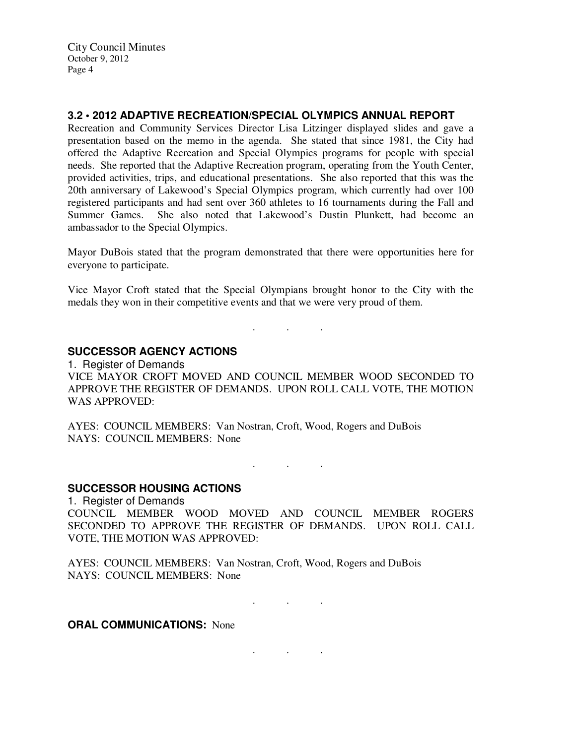### 3.2 • 2012 ADAPTIVE RECREATION/SPECIAL OLYMPICS ANNUAL REPORT

Recreation and Community Services Director Lisa Litzinger displayed slides and gave a presentation based on the memo in the agenda. She stated that since 1981, the City had offered the Adaptive Recreation and Special Olympics programs for people with special needs. She reported that the Adaptive Recreation program, operating from the Youth Center, provided activities, trips, and educational presentations. She also reported that this was the 20th anniversary of Lakewood's Special Olympics program, which currently had over 100 registered participants and had sent over 360 athletes to 16 tournaments during the Fall and Summer Games. She also noted that Lakewood's Dustin Plunkett, had become an ambassador to the Special Olympics.

Mayor DuBois stated that the program demonstrated that there were opportunities here for everyone to participate.

Vice Mayor Croft stated that the Special Olympians brought honor to the City with the medals they won in their competitive events and that we were very proud of them.

. . .

### SUCCESSOR AGENCY ACTIONS

1. Register of Demands

VICE MAYOR CROFT MOVED AND COUNCIL MEMBER WOOD SECONDED TO APPROVE THE REGISTER OF DEMANDS. UPON ROLL CALL VOTE, THE MOTION WAS APPROVED:

AYES: COUNCIL MEMBERS: Van Nostran, Croft, Wood, Rogers and DuBois
NAYS: COUNCIL MEMBERS: None

. . .

### SUCCESSOR HOUSING ACTIONS

1. Register of Demands

COUNCIL MEMBER WOOD MOVED AND COUNCIL MEMBER ROGERS SECONDED TO APPROVE THE REGISTER OF DEMANDS. UPON ROLL CALL VOTE, THE MOTION WAS APPROVED:

AYES: COUNCIL MEMBERS: Van Nostran, Croft, Wood, Rogers and DuBois
NAYS: COUNCIL MEMBERS: None

. . .

**ORAL COMMUNICATIONS:** None

. . .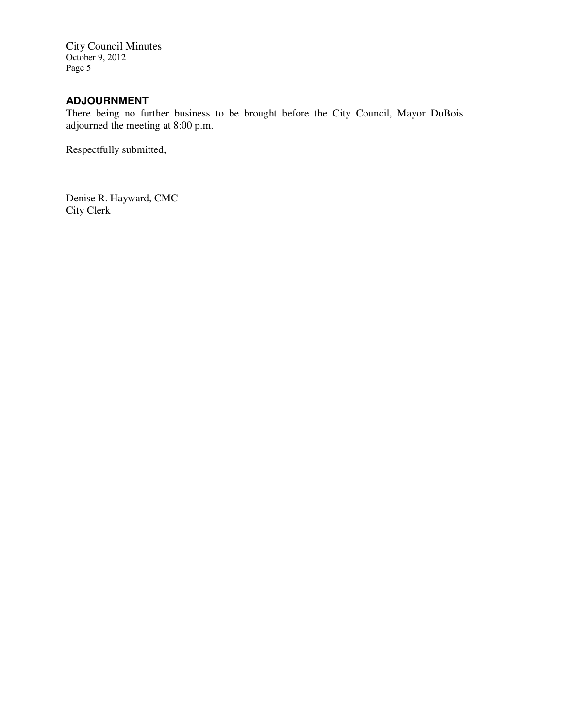## ADJOURNMENT

There being no further business to be brought before the City Council, Mayor DuBois adjourned the meeting at 8:00 p.m.

Respectfully submitted,

Denise R. Hayward, CMC
City Clerk